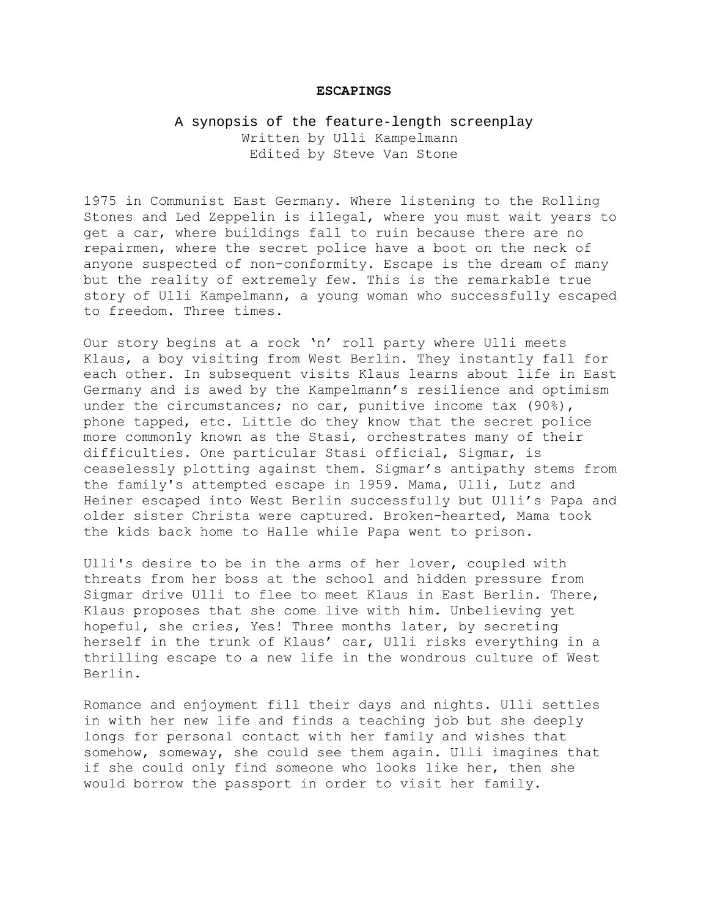**ESCAPINGS**

A synopsis of the feature-length screenplay

Written by Ulli Kampelmann

Edited by Steve Van Stone

1975 in Communist East Germany. Where listening to the Rolling Stones and Led Zeppelin is illegal, where you must wait years to get a car, where buildings fall to ruin because there are no repairmen, where the secret police have a boot on the neck of anyone suspected of non-conformity. Escape is the dream of many but the reality of extremely few. This is the remarkable true story of Ulli Kampelmann, a young woman who successfully escaped to freedom. Three times.

Our story begins at a rock 'n' roll party where Ulli meets Klaus, a boy visiting from West Berlin. They instantly fall for each other. In subsequent visits Klaus learns about life in East Germany and is awed by the Kampelmann's resilience and optimism under the circumstances; no car, punitive income tax (90%), phone tapped, etc. Little do they know that the secret police more commonly known as the Stasi, orchestrates many of their difficulties. One particular Stasi official, Sigmar, is ceaselessly plotting against them. Sigmar's antipathy stems from the family's attempted escape in 1959. Mama, Ulli, Lutz and Heiner escaped into West Berlin successfully but Ulli's Papa and older sister Christa were captured. Broken-hearted, Mama took the kids back home to Halle while Papa went to prison.

Ulli's desire to be in the arms of her lover, coupled with threats from her boss at the school and hidden pressure from Sigmar drive Ulli to flee to meet Klaus in East Berlin. There, Klaus proposes that she come live with him. Unbelieving yet hopeful, she cries, Yes! Three months later, by secreting herself in the trunk of Klaus' car, Ulli risks everything in a thrilling escape to a new life in the wondrous culture of West Berlin.

Romance and enjoyment fill their days and nights. Ulli settles in with her new life and finds a teaching job but she deeply longs for personal contact with her family and wishes that somehow, someway, she could see them again. Ulli imagines that if she could only find someone who looks like her, then she would borrow the passport in order to visit her family.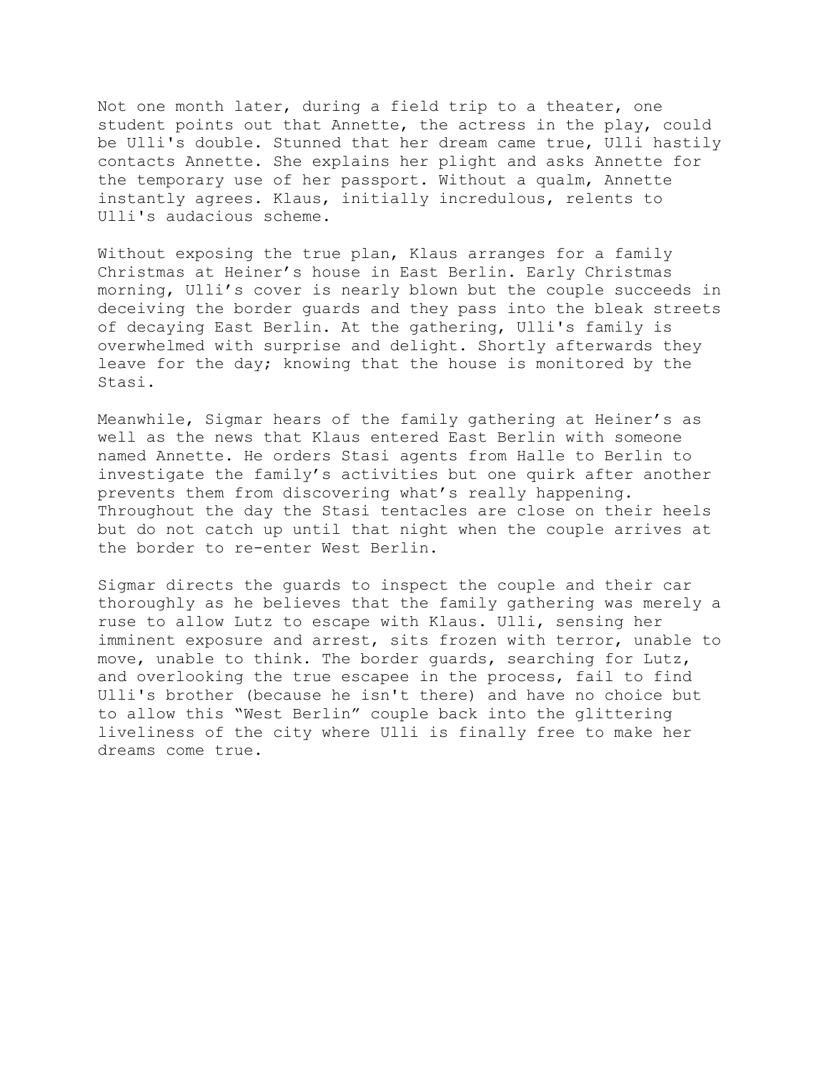Not one month later, during a field trip to a theater, one student points out that Annette, the actress in the play, could be Ulli's double. Stunned that her dream came true, Ulli hastily contacts Annette. She explains her plight and asks Annette for the temporary use of her passport. Without a qualm, Annette instantly agrees. Klaus, initially incredulous, relents to Ulli's audacious scheme.

Without exposing the true plan, Klaus arranges for a family Christmas at Heiner's house in East Berlin. Early Christmas morning, Ulli's cover is nearly blown but the couple succeeds in deceiving the border guards and they pass into the bleak streets of decaying East Berlin. At the gathering, Ulli's family is overwhelmed with surprise and delight. Shortly afterwards they leave for the day; knowing that the house is monitored by the Stasi.

Meanwhile, Sigmar hears of the family gathering at Heiner's as well as the news that Klaus entered East Berlin with someone named Annette. He orders Stasi agents from Halle to Berlin to investigate the family's activities but one quirk after another prevents them from discovering what's really happening. Throughout the day the Stasi tentacles are close on their heels but do not catch up until that night when the couple arrives at the border to re-enter West Berlin.

Sigmar directs the guards to inspect the couple and their car thoroughly as he believes that the family gathering was merely a ruse to allow Lutz to escape with Klaus. Ulli, sensing her imminent exposure and arrest, sits frozen with terror, unable to move, unable to think. The border guards, searching for Lutz, and overlooking the true escapee in the process, fail to find Ulli's brother (because he isn't there) and have no choice but to allow this "West Berlin" couple back into the glittering liveliness of the city where Ulli is finally free to make her dreams come true.